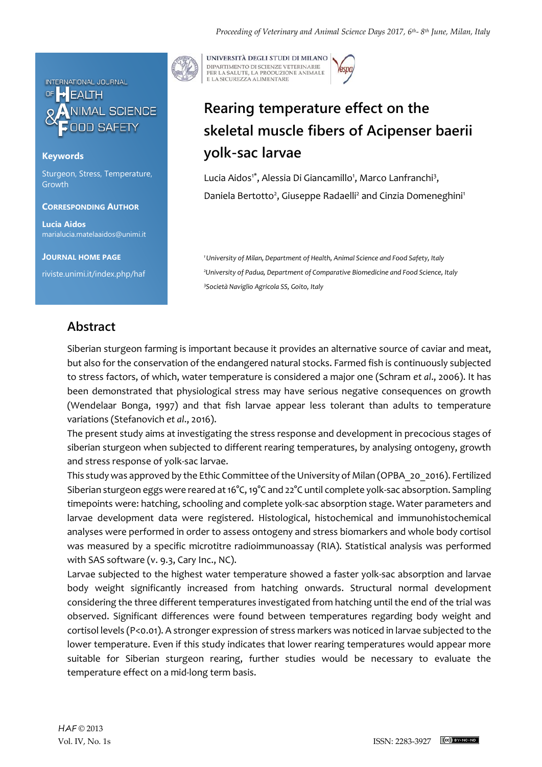# Rearing temperature effect on the skeletal muscle fibers of Acipenser baerii yolk-sac larvae

Lucia Aidos[1*], Alessia Di Giancamillo[1], Marco Lanfranchi[3], Daniela Bertotto[2], Giuseppe Radaelli[2] and Cinzia Domeneghini[1]

[1]University of Milan, Department of Health, Animal Science and Food Safety, Italy

[2]University of Padua, Department of Comparative Biomedicine and Food Science, Italy

[3]Società Naviglio Agricola SS, Goito, Italy

**Keywords**

Sturgeon, Stress, Temperature, Growth

**Corresponding Author**

**Lucia Aidos**
marialucia.matelaaidos@unimi.it

**Journal Home Page**

riviste.unimi.it/index.php/haf

## Abstract

Siberian sturgeon farming is important because it provides an alternative source of caviar and meat, but also for the conservation of the endangered natural stocks. Farmed fish is continuously subjected to stress factors, of which, water temperature is considered a major one (Schram *et al*., 2006). It has been demonstrated that physiological stress may have serious negative consequences on growth (Wendelaar Bonga, 1997) and that fish larvae appear less tolerant than adults to temperature variations (Stefanovich *et al*., 2016).

The present study aims at investigating the stress response and development in precocious stages of siberian sturgeon when subjected to different rearing temperatures, by analysing ontogeny, growth and stress response of yolk-sac larvae.

This study was approved by the Ethic Committee of the University of Milan (OPBA_20_2016). Fertilized Siberian sturgeon eggs were reared at 16°C, 19°C and 22°C until complete yolk-sac absorption. Sampling timepoints were: hatching, schooling and complete yolk-sac absorption stage. Water parameters and larvae development data were registered. Histological, histochemical and immunohistochemical analyses were performed in order to assess ontogeny and stress biomarkers and whole body cortisol was measured by a specific microtitre radioimmunoassay (RIA). Statistical analysis was performed with SAS software (v. 9.3, Cary Inc., NC).

Larvae subjected to the highest water temperature showed a faster yolk-sac absorption and larvae body weight significantly increased from hatching onwards. Structural normal development considering the three different temperatures investigated from hatching until the end of the trial was observed. Significant differences were found between temperatures regarding body weight and cortisol levels ($P<0.01$). A stronger expression of stress markers was noticed in larvae subjected to the lower temperature. Even if this study indicates that lower rearing temperatures would appear more suitable for Siberian sturgeon rearing, further studies would be necessary to evaluate the temperature effect on a mid-long term basis.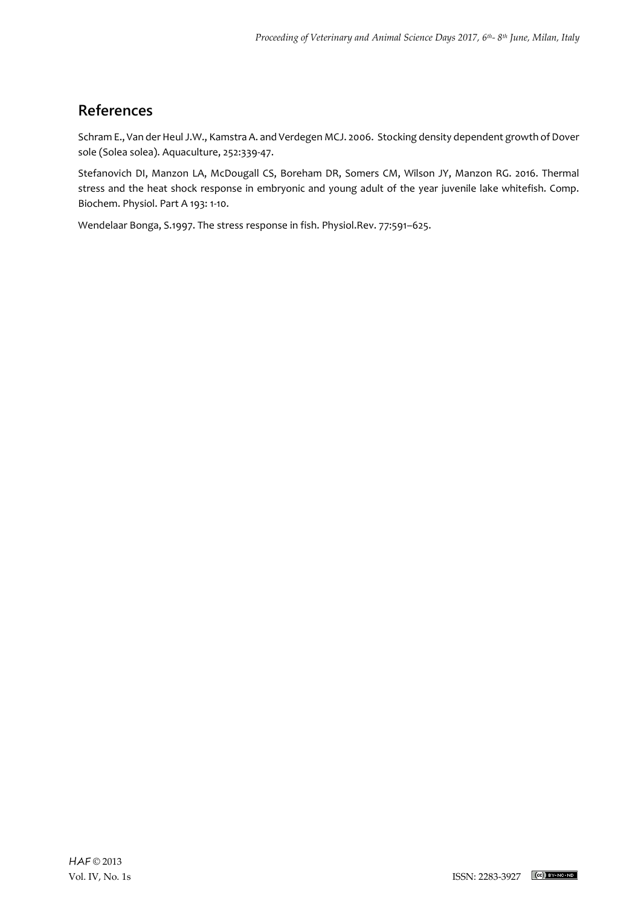## References

Schram E., Van der Heul J.W., Kamstra A. and Verdegen MCJ. 2006. Stocking density dependent growth of Dover sole (Solea solea). Aquaculture, 252:339-47.

Stefanovich DI, Manzon LA, McDougall CS, Boreham DR, Somers CM, Wilson JY, Manzon RG. 2016. Thermal stress and the heat shock response in embryonic and young adult of the year juvenile lake whitefish. Comp. Biochem. Physiol. Part A 193: 1-10.

Wendelaar Bonga, S.1997. The stress response in fish. Physiol.Rev. 77:591–625.